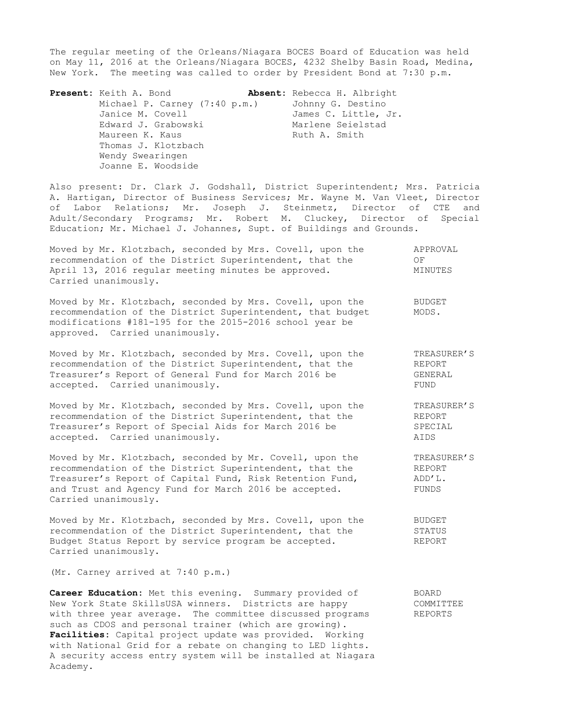The regular meeting of the Orleans/Niagara BOCES Board of Education was held on May 11, 2016 at the Orleans/Niagara BOCES, 4232 Shelby Basin Road, Medina, New York. The meeting was called to order by President Bond at 7:30 p.m.

| **Present:** | **Absent:** |
|---|---|
| Keith A. Bond | Rebecca H. Albright |
| Michael P. Carney (7:40 p.m.) | Johnny G. Destino |
| Janice M. Covell | James C. Little, Jr. |
| Edward J. Grabowski | Marlene Seielstad |
| Maureen K. Kaus | Ruth A. Smith |
| Thomas J. Klotzbach | |
| Wendy Swearingen | |
| Joanne E. Woodside | |

Also present: Dr. Clark J. Godshall, District Superintendent; Mrs. Patricia A. Hartigan, Director of Business Services; Mr. Wayne M. Van Vleet, Director of Labor Relations; Mr. Joseph J. Steinmetz, Director of CTE and Adult/Secondary Programs; Mr. Robert M. Cluckey, Director of Special Education; Mr. Michael J. Johannes, Supt. of Buildings and Grounds.

**APPROVAL OF MINUTES**

Moved by Mr. Klotzbach, seconded by Mrs. Covell, upon the recommendation of the District Superintendent, that the April 13, 2016 regular meeting minutes be approved. Carried unanimously.

**BUDGET MODS.**

Moved by Mr. Klotzbach, seconded by Mrs. Covell, upon the recommendation of the District Superintendent, that budget modifications #181-195 for the 2015-2016 school year be approved. Carried unanimously.

**TREASURER'S REPORT GENERAL FUND**

Moved by Mr. Klotzbach, seconded by Mrs. Covell, upon the recommendation of the District Superintendent, that the Treasurer's Report of General Fund for March 2016 be accepted. Carried unanimously.

**TREASURER'S REPORT SPECIAL AIDS**

Moved by Mr. Klotzbach, seconded by Mrs. Covell, upon the recommendation of the District Superintendent, that the Treasurer's Report of Special Aids for March 2016 be accepted. Carried unanimously.

**TREASURER'S REPORT ADD'L. FUNDS**

Moved by Mr. Klotzbach, seconded by Mr. Covell, upon the recommendation of the District Superintendent, that the Treasurer's Report of Capital Fund, Risk Retention Fund, and Trust and Agency Fund for March 2016 be accepted. Carried unanimously.

**BUDGET STATUS REPORT**

Moved by Mr. Klotzbach, seconded by Mrs. Covell, upon the recommendation of the District Superintendent, that the Budget Status Report by service program be accepted. Carried unanimously.

(Mr. Carney arrived at 7:40 p.m.)

**BOARD COMMITTEE REPORTS**

**Career Education**: Met this evening. Summary provided of New York State SkillsUSA winners. Districts are happy with three year average. The committee discussed programs such as CDOS and personal trainer (which are growing).

**Facilities**: Capital project update was provided. Working with National Grid for a rebate on changing to LED lights. A security access entry system will be installed at Niagara Academy.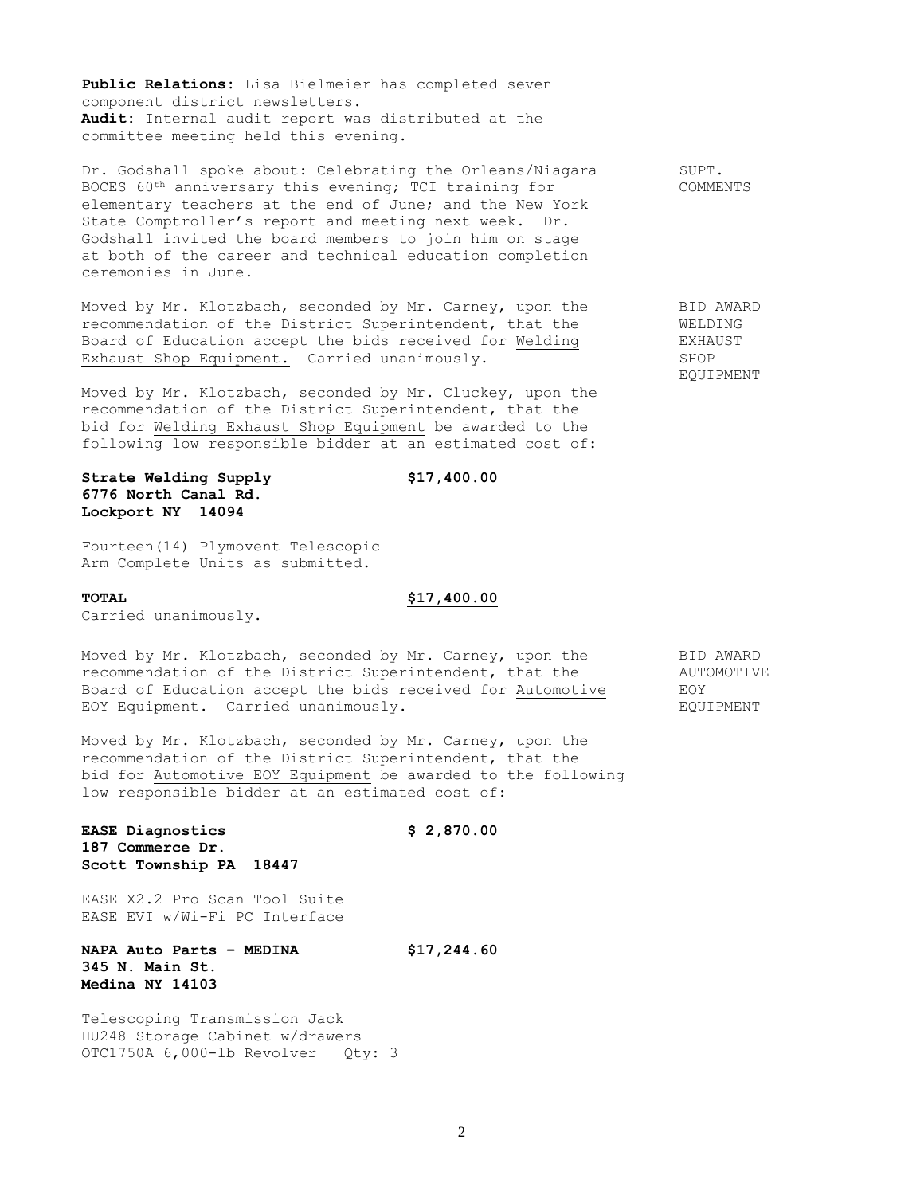**Public Relations:** Lisa Bielmeier has completed seven component district newsletters.
**Audit:** Internal audit report was distributed at the committee meeting held this evening.

SUPT. COMMENTS

Dr. Godshall spoke about: Celebrating the Orleans/Niagara BOCES 60th anniversary this evening; TCI training for elementary teachers at the end of June; and the New York State Comptroller's report and meeting next week. Dr. Godshall invited the board members to join him on stage at both of the career and technical education completion ceremonies in June.

BID AWARD WELDING EXHAUST SHOP EQUIPMENT

Moved by Mr. Klotzbach, seconded by Mr. Carney, upon the recommendation of the District Superintendent, that the Board of Education accept the bids received for Welding Exhaust Shop Equipment. Carried unanimously.

Moved by Mr. Klotzbach, seconded by Mr. Cluckey, upon the recommendation of the District Superintendent, that the bid for Welding Exhaust Shop Equipment be awarded to the following low responsible bidder at an estimated cost of:

**Strate Welding Supply** **$17,400.00**
**6776 North Canal Rd.**
**Lockport NY 14094**

Fourteen(14) Plymovent Telescopic Arm Complete Units as submitted.

**TOTAL** **$17,400.00**

Carried unanimously.

BID AWARD AUTOMOTIVE EOY EQUIPMENT

Moved by Mr. Klotzbach, seconded by Mr. Carney, upon the recommendation of the District Superintendent, that the Board of Education accept the bids received for Automotive EOY Equipment. Carried unanimously.

Moved by Mr. Klotzbach, seconded by Mr. Carney, upon the recommendation of the District Superintendent, that the bid for Automotive EOY Equipment be awarded to the following low responsible bidder at an estimated cost of:

**EASE Diagnostics** **$ 2,870.00**
**187 Commerce Dr.**
**Scott Township PA 18447**

EASE X2.2 Pro Scan Tool Suite
EASE EVI w/Wi-Fi PC Interface

**NAPA Auto Parts – MEDINA** **$17,244.60**
**345 N. Main St.**
**Medina NY 14103**

Telescoping Transmission Jack
HU248 Storage Cabinet w/drawers
OTC1750A 6,000-lb Revolver Qty: 3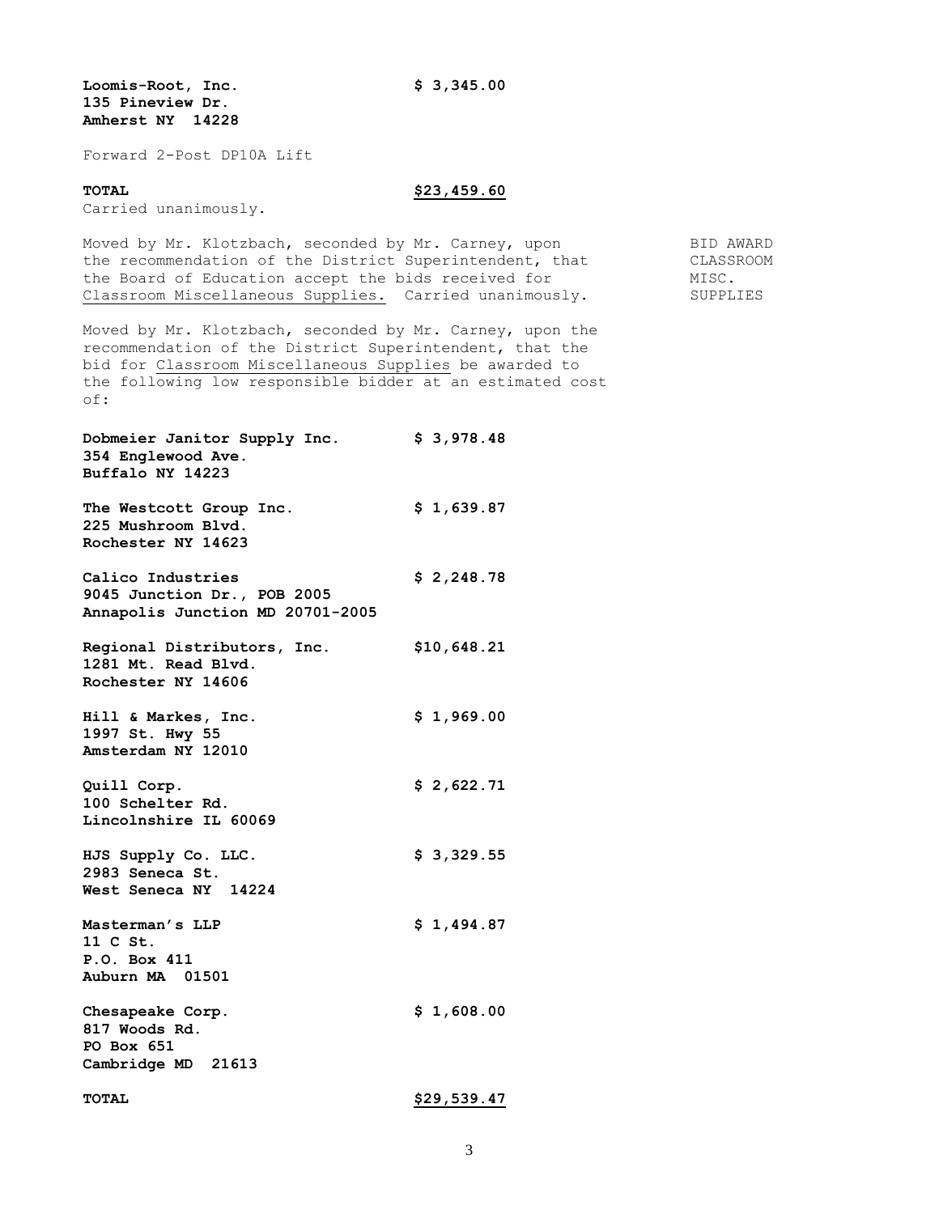**Loomis-Root, Inc.** **$ 3,345.00**
**135 Pineview Dr.**
**Amherst NY 14228**

Forward 2-Post DP10A Lift

**TOTAL** **$23,459.60**

Carried unanimously.

BID AWARD CLASSROOM MISC. SUPPLIES

Moved by Mr. Klotzbach, seconded by Mr. Carney, upon the recommendation of the District Superintendent, that the Board of Education accept the bids received for Classroom Miscellaneous Supplies. Carried unanimously.

Moved by Mr. Klotzbach, seconded by Mr. Carney, upon the recommendation of the District Superintendent, that the bid for Classroom Miscellaneous Supplies be awarded to the following low responsible bidder at an estimated cost of:

**Dobmeier Janitor Supply Inc.** **$ 3,978.48**
**354 Englewood Ave.**
**Buffalo NY 14223**

**The Westcott Group Inc.** **$ 1,639.87**
**225 Mushroom Blvd.**
**Rochester NY 14623**

**Calico Industries** **$ 2,248.78**
**9045 Junction Dr., POB 2005**
**Annapolis Junction MD 20701-2005**

**Regional Distributors, Inc.** **$10,648.21**
**1281 Mt. Read Blvd.**
**Rochester NY 14606**

**Hill & Markes, Inc.** **$ 1,969.00**
**1997 St. Hwy 55**
**Amsterdam NY 12010**

**Quill Corp.** **$ 2,622.71**
**100 Schelter Rd.**
**Lincolnshire IL 60069**

**HJS Supply Co. LLC.** **$ 3,329.55**
**2983 Seneca St.**
**West Seneca NY 14224**

**Masterman's LLP** **$ 1,494.87**
**11 C St.**
**P.O. Box 411**
**Auburn MA 01501**

**Chesapeake Corp.** **$ 1,608.00**
**817 Woods Rd.**
**PO Box 651**
**Cambridge MD 21613**

**TOTAL** **$29,539.47**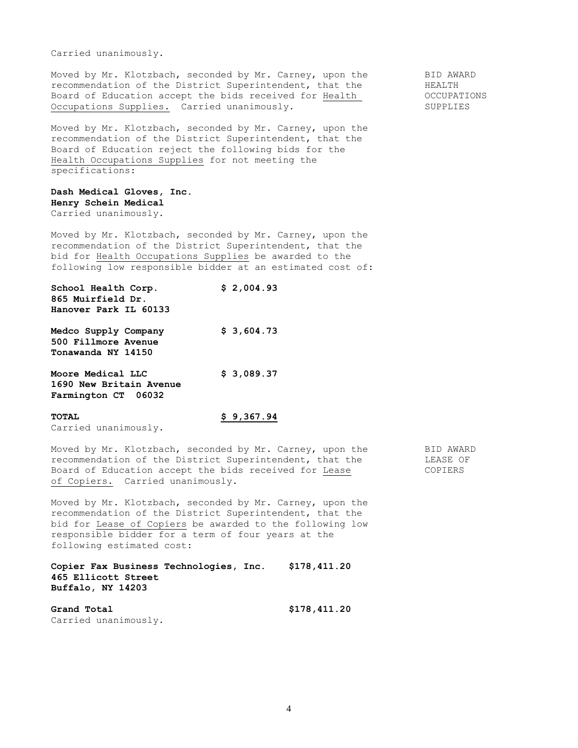Carried unanimously.

BID AWARD HEALTH OCCUPATIONS SUPPLIES

Moved by Mr. Klotzbach, seconded by Mr. Carney, upon the recommendation of the District Superintendent, that the Board of Education accept the bids received for Health Occupations Supplies. Carried unanimously.

Moved by Mr. Klotzbach, seconded by Mr. Carney, upon the recommendation of the District Superintendent, that the Board of Education reject the following bids for the Health Occupations Supplies for not meeting the specifications:

**Dash Medical Gloves, Inc.**
**Henry Schein Medical**
Carried unanimously.

Moved by Mr. Klotzbach, seconded by Mr. Carney, upon the recommendation of the District Superintendent, that the bid for Health Occupations Supplies be awarded to the following low responsible bidder at an estimated cost of:

| | |
|---|---|
| **School Health Corp.**<br>**865 Muirfield Dr.**<br>**Hanover Park IL 60133** | **$ 2,004.93** |
| **Medco Supply Company**<br>**500 Fillmore Avenue**<br>**Tonawanda NY 14150** | **$ 3,604.73** |
| **Moore Medical LLC**<br>**1690 New Britain Avenue**<br>**Farmington CT 06032** | **$ 3,089.37** |
| **TOTAL** | **$ 9,367.94** |

Carried unanimously.

BID AWARD LEASE OF COPIERS

Moved by Mr. Klotzbach, seconded by Mr. Carney, upon the recommendation of the District Superintendent, that the Board of Education accept the bids received for Lease of Copiers. Carried unanimously.

Moved by Mr. Klotzbach, seconded by Mr. Carney, upon the recommendation of the District Superintendent, that the bid for Lease of Copiers be awarded to the following low responsible bidder for a term of four years at the following estimated cost:

| | |
|---|---|
| **Copier Fax Business Technologies, Inc.**<br>**465 Ellicott Street**<br>**Buffalo, NY 14203** | **$178,411.20** |
| **Grand Total** | **$178,411.20** |

Carried unanimously.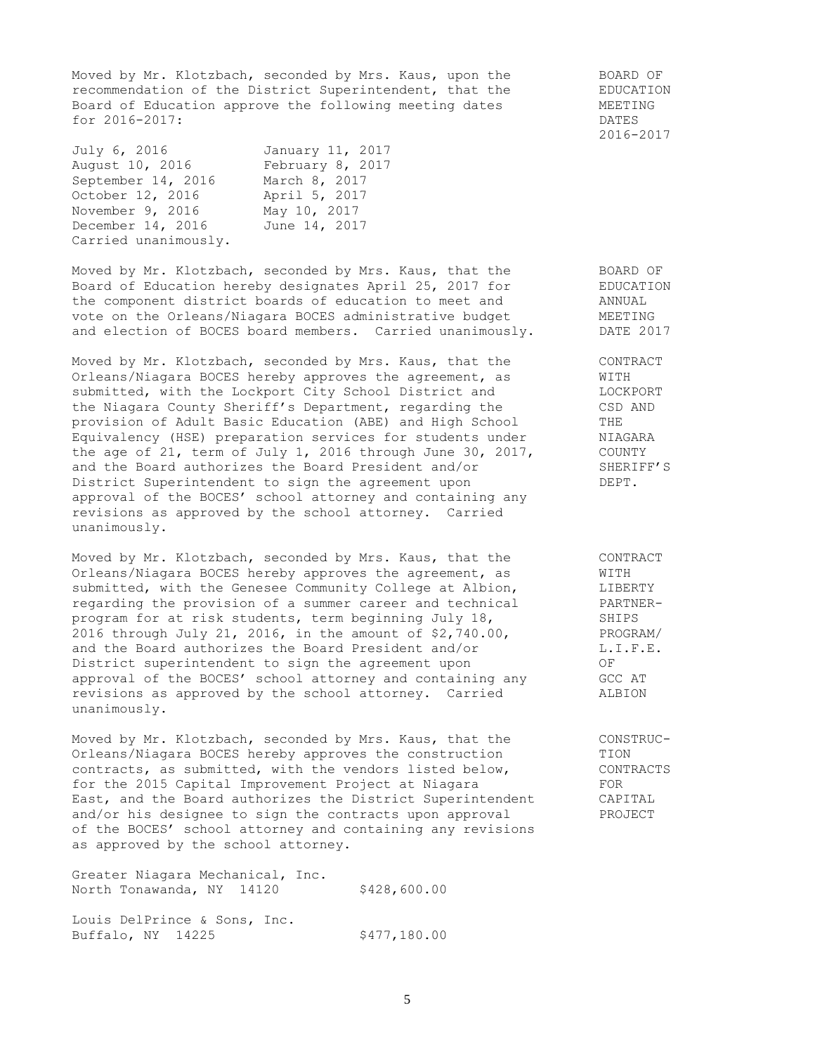Moved by Mr. Klotzbach, seconded by Mrs. Kaus, upon the recommendation of the District Superintendent, that the Board of Education approve the following meeting dates for 2016-2017:

**BOARD OF EDUCATION MEETING DATES 2016-2017**

| | |
|---|---|
| July 6, 2016 | January 11, 2017 |
| August 10, 2016 | February 8, 2017 |
| September 14, 2016 | March 8, 2017 |
| October 12, 2016 | April 5, 2017 |
| November 9, 2016 | May 10, 2017 |
| December 14, 2016 | June 14, 2017 |

Carried unanimously.

Moved by Mr. Klotzbach, seconded by Mrs. Kaus, that the Board of Education hereby designates April 25, 2017 for the component district boards of education to meet and vote on the Orleans/Niagara BOCES administrative budget and election of BOCES board members. Carried unanimously.

**BOARD OF EDUCATION ANNUAL MEETING DATE 2017**

Moved by Mr. Klotzbach, seconded by Mrs. Kaus, that the Orleans/Niagara BOCES hereby approves the agreement, as submitted, with the Lockport City School District and the Niagara County Sheriff's Department, regarding the provision of Adult Basic Education (ABE) and High School Equivalency (HSE) preparation services for students under the age of 21, term of July 1, 2016 through June 30, 2017, and the Board authorizes the Board President and/or District Superintendent to sign the agreement upon approval of the BOCES' school attorney and containing any revisions as approved by the school attorney. Carried unanimously.

**CONTRACT WITH LOCKPORT CSD AND THE NIAGARA COUNTY SHERIFF'S DEPT.**

Moved by Mr. Klotzbach, seconded by Mrs. Kaus, that the Orleans/Niagara BOCES hereby approves the agreement, as submitted, with the Genesee Community College at Albion, regarding the provision of a summer career and technical program for at risk students, term beginning July 18, 2016 through July 21, 2016, in the amount of $2,740.00, and the Board authorizes the Board President and/or District superintendent to sign the agreement upon approval of the BOCES' school attorney and containing any revisions as approved by the school attorney. Carried unanimously.

**CONTRACT WITH LIBERTY PARTNERSHIPS PROGRAM/ L.I.F.E. OF GCC AT ALBION**

Moved by Mr. Klotzbach, seconded by Mrs. Kaus, that the Orleans/Niagara BOCES hereby approves the construction contracts, as submitted, with the vendors listed below, for the 2015 Capital Improvement Project at Niagara East, and the Board authorizes the District Superintendent and/or his designee to sign the contracts upon approval of the BOCES' school attorney and containing any revisions as approved by the school attorney.

**CONSTRUCTION CONTRACTS FOR CAPITAL PROJECT**

| Vendor | Amount |
|---|---|
| Greater Niagara Mechanical, Inc.<br>North Tonawanda, NY 14120 | $428,600.00 |
| Louis DelPrince & Sons, Inc.<br>Buffalo, NY 14225 | $477,180.00 |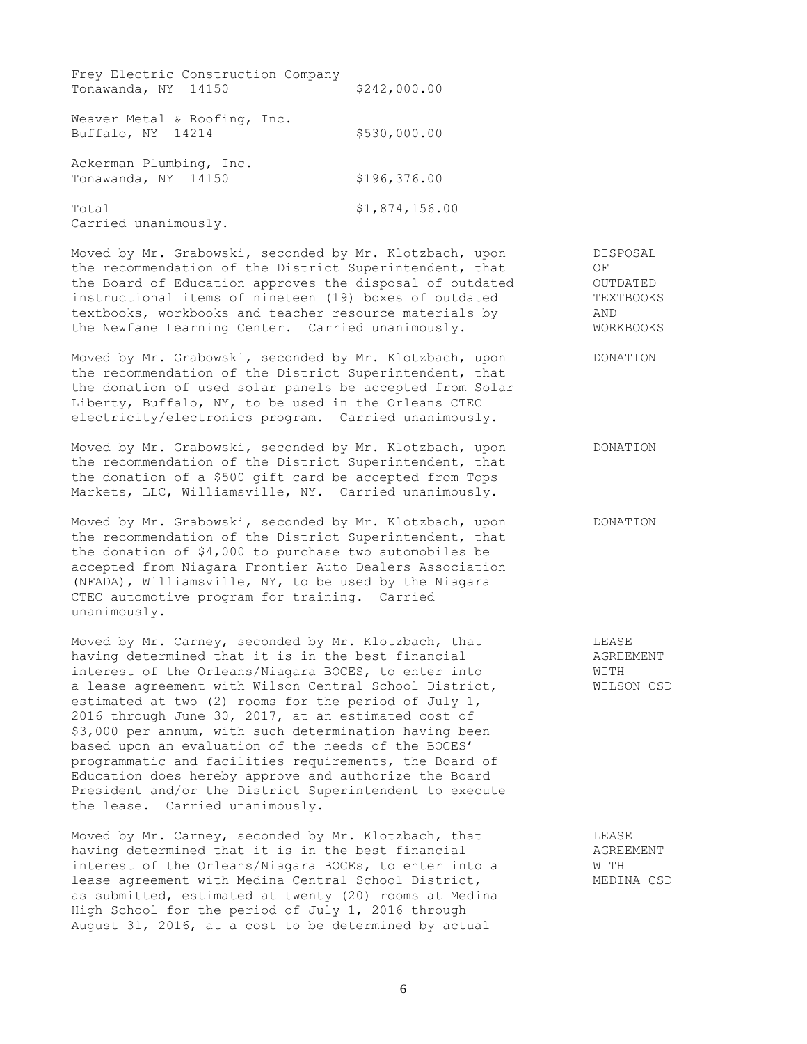| | |
|---|---|
| Frey Electric Construction Company<br>Tonawanda, NY 14150 | $242,000.00 |
| Weaver Metal & Roofing, Inc.<br>Buffalo, NY 14214 | $530,000.00 |
| Ackerman Plumbing, Inc.<br>Tonawanda, NY 14150 | $196,376.00 |
| Total | $1,874,156.00 |

Carried unanimously.

**DISPOSAL OF OUTDATED TEXTBOOKS AND WORKBOOKS**

Moved by Mr. Grabowski, seconded by Mr. Klotzbach, upon the recommendation of the District Superintendent, that the Board of Education approves the disposal of outdated instructional items of nineteen (19) boxes of outdated textbooks, workbooks and teacher resource materials by the Newfane Learning Center. Carried unanimously.

**DONATION**

Moved by Mr. Grabowski, seconded by Mr. Klotzbach, upon the recommendation of the District Superintendent, that the donation of used solar panels be accepted from Solar Liberty, Buffalo, NY, to be used in the Orleans CTEC electricity/electronics program. Carried unanimously.

**DONATION**

Moved by Mr. Grabowski, seconded by Mr. Klotzbach, upon the recommendation of the District Superintendent, that the donation of a $500 gift card be accepted from Tops Markets, LLC, Williamsville, NY. Carried unanimously.

**DONATION**

Moved by Mr. Grabowski, seconded by Mr. Klotzbach, upon the recommendation of the District Superintendent, that the donation of $4,000 to purchase two automobiles be accepted from Niagara Frontier Auto Dealers Association (NFADA), Williamsville, NY, to be used by the Niagara CTEC automotive program for training. Carried unanimously.

**LEASE AGREEMENT WITH WILSON CSD**

Moved by Mr. Carney, seconded by Mr. Klotzbach, that having determined that it is in the best financial interest of the Orleans/Niagara BOCES, to enter into a lease agreement with Wilson Central School District, estimated at two (2) rooms for the period of July 1, 2016 through June 30, 2017, at an estimated cost of $3,000 per annum, with such determination having been based upon an evaluation of the needs of the BOCES' programmatic and facilities requirements, the Board of Education does hereby approve and authorize the Board President and/or the District Superintendent to execute the lease. Carried unanimously.

**LEASE AGREEMENT WITH MEDINA CSD**

Moved by Mr. Carney, seconded by Mr. Klotzbach, that having determined that it is in the best financial interest of the Orleans/Niagara BOCEs, to enter into a lease agreement with Medina Central School District, as submitted, estimated at twenty (20) rooms at Medina High School for the period of July 1, 2016 through August 31, 2016, at a cost to be determined by actual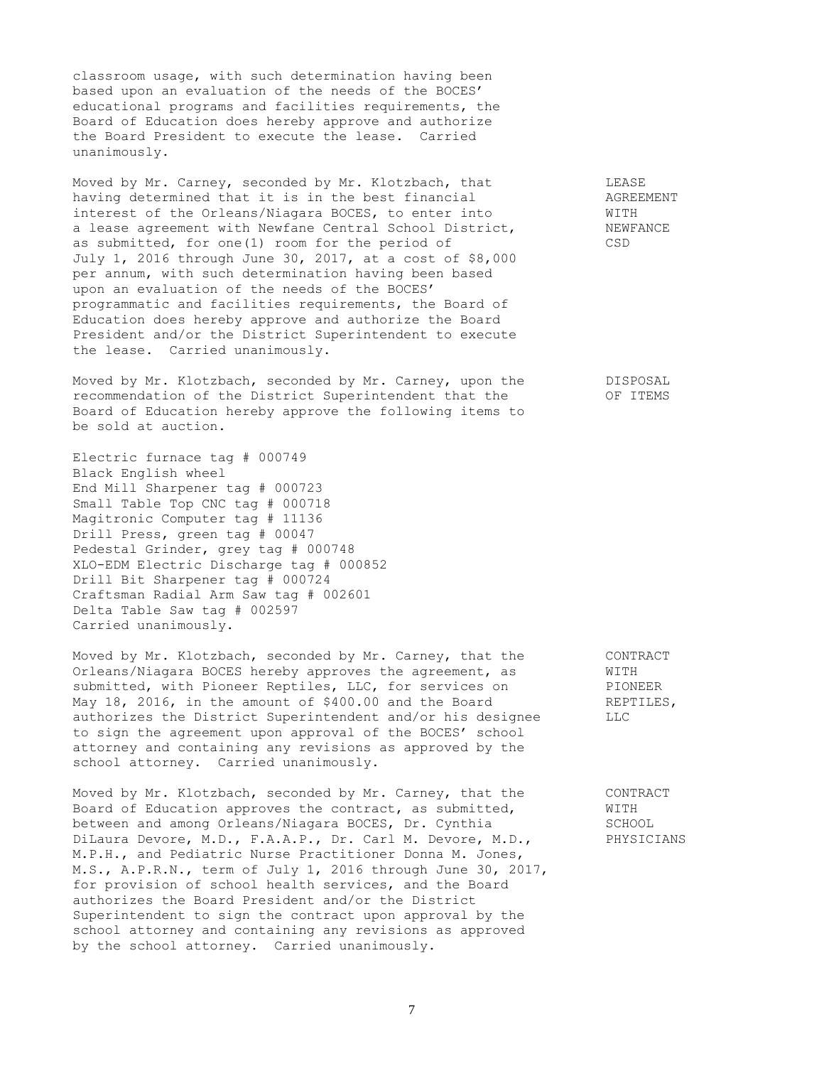classroom usage, with such determination having been based upon an evaluation of the needs of the BOCES' educational programs and facilities requirements, the Board of Education does hereby approve and authorize the Board President to execute the lease. Carried unanimously.

**LEASE AGREEMENT WITH NEWFANCE CSD**

Moved by Mr. Carney, seconded by Mr. Klotzbach, that having determined that it is in the best financial interest of the Orleans/Niagara BOCES, to enter into a lease agreement with Newfane Central School District, as submitted, for one(1) room for the period of July 1, 2016 through June 30, 2017, at a cost of $8,000 per annum, with such determination having been based upon an evaluation of the needs of the BOCES' programmatic and facilities requirements, the Board of Education does hereby approve and authorize the Board President and/or the District Superintendent to execute the lease. Carried unanimously.

**DISPOSAL OF ITEMS**

Moved by Mr. Klotzbach, seconded by Mr. Carney, upon the recommendation of the District Superintendent that the Board of Education hereby approve the following items to be sold at auction.

Electric furnace tag # 000749
Black English wheel
End Mill Sharpener tag # 000723
Small Table Top CNC tag # 000718
Magitronic Computer tag # 11136
Drill Press, green tag # 00047
Pedestal Grinder, grey tag # 000748
XLO-EDM Electric Discharge tag # 000852
Drill Bit Sharpener tag # 000724
Craftsman Radial Arm Saw tag # 002601
Delta Table Saw tag # 002597
Carried unanimously.

**CONTRACT WITH PIONEER REPTILES, LLC**

Moved by Mr. Klotzbach, seconded by Mr. Carney, that the Orleans/Niagara BOCES hereby approves the agreement, as submitted, with Pioneer Reptiles, LLC, for services on May 18, 2016, in the amount of $400.00 and the Board authorizes the District Superintendent and/or his designee to sign the agreement upon approval of the BOCES' school attorney and containing any revisions as approved by the school attorney. Carried unanimously.

**CONTRACT WITH SCHOOL PHYSICIANS**

Moved by Mr. Klotzbach, seconded by Mr. Carney, that the Board of Education approves the contract, as submitted, between and among Orleans/Niagara BOCES, Dr. Cynthia DiLaura Devore, M.D., F.A.A.P., Dr. Carl M. Devore, M.D., M.P.H., and Pediatric Nurse Practitioner Donna M. Jones, M.S., A.P.R.N., term of July 1, 2016 through June 30, 2017, for provision of school health services, and the Board authorizes the Board President and/or the District Superintendent to sign the contract upon approval by the school attorney and containing any revisions as approved by the school attorney. Carried unanimously.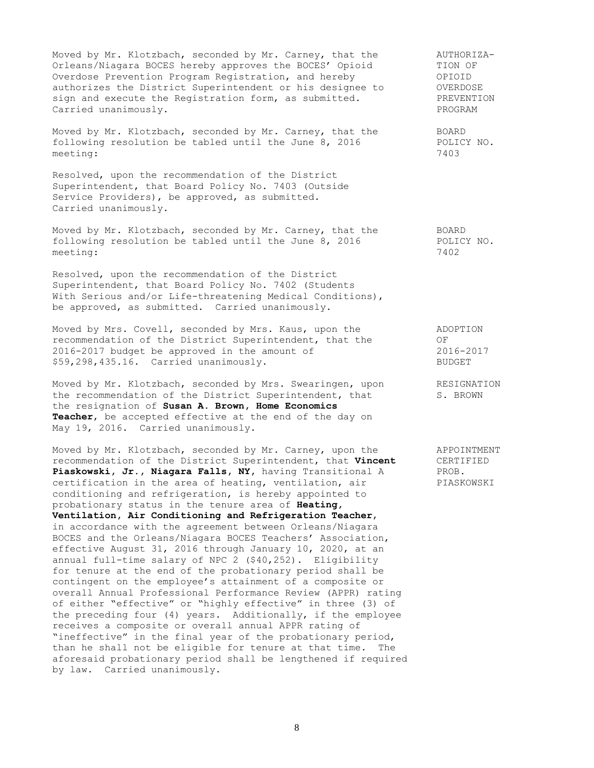Moved by Mr. Klotzbach, seconded by Mr. Carney, that the Orleans/Niagara BOCES hereby approves the BOCES' Opioid Overdose Prevention Program Registration, and hereby authorizes the District Superintendent or his designee to sign and execute the Registration form, as submitted. Carried unanimously.

AUTHORIZATION OF OPIOID OVERDOSE PREVENTION PROGRAM

Moved by Mr. Klotzbach, seconded by Mr. Carney, that the following resolution be tabled until the June 8, 2016 meeting:

BOARD POLICY NO. 7403

Resolved, upon the recommendation of the District Superintendent, that Board Policy No. 7403 (Outside Service Providers), be approved, as submitted. Carried unanimously.

Moved by Mr. Klotzbach, seconded by Mr. Carney, that the following resolution be tabled until the June 8, 2016 meeting:

BOARD POLICY NO. 7402

Resolved, upon the recommendation of the District Superintendent, that Board Policy No. 7402 (Students With Serious and/or Life-threatening Medical Conditions), be approved, as submitted. Carried unanimously.

Moved by Mrs. Covell, seconded by Mrs. Kaus, upon the recommendation of the District Superintendent, that the 2016-2017 budget be approved in the amount of $59,298,435.16. Carried unanimously.

ADOPTION OF 2016-2017 BUDGET

Moved by Mr. Klotzbach, seconded by Mrs. Swearingen, upon the recommendation of the District Superintendent, that the resignation of **Susan A. Brown, Home Economics Teacher**, be accepted effective at the end of the day on May 19, 2016. Carried unanimously.

RESIGNATION S. BROWN

Moved by Mr. Klotzbach, seconded by Mr. Carney, upon the recommendation of the District Superintendent, that **Vincent Piaskowski, Jr., Niagara Falls, NY**, having Transitional A certification in the area of heating, ventilation, air conditioning and refrigeration, is hereby appointed to probationary status in the tenure area of **Heating, Ventilation, Air Conditioning and Refrigeration Teacher**, in accordance with the agreement between Orleans/Niagara BOCES and the Orleans/Niagara BOCES Teachers' Association, effective August 31, 2016 through January 10, 2020, at an annual full-time salary of NPC 2 ($40,252). Eligibility for tenure at the end of the probationary period shall be contingent on the employee's attainment of a composite or overall Annual Professional Performance Review (APPR) rating of either "effective" or "highly effective" in three (3) of the preceding four (4) years. Additionally, if the employee receives a composite or overall annual APPR rating of "ineffective" in the final year of the probationary period, than he shall not be eligible for tenure at that time. The aforesaid probationary period shall be lengthened if required by law. Carried unanimously.

APPOINTMENT CERTIFIED PROB. PIASKOWSKI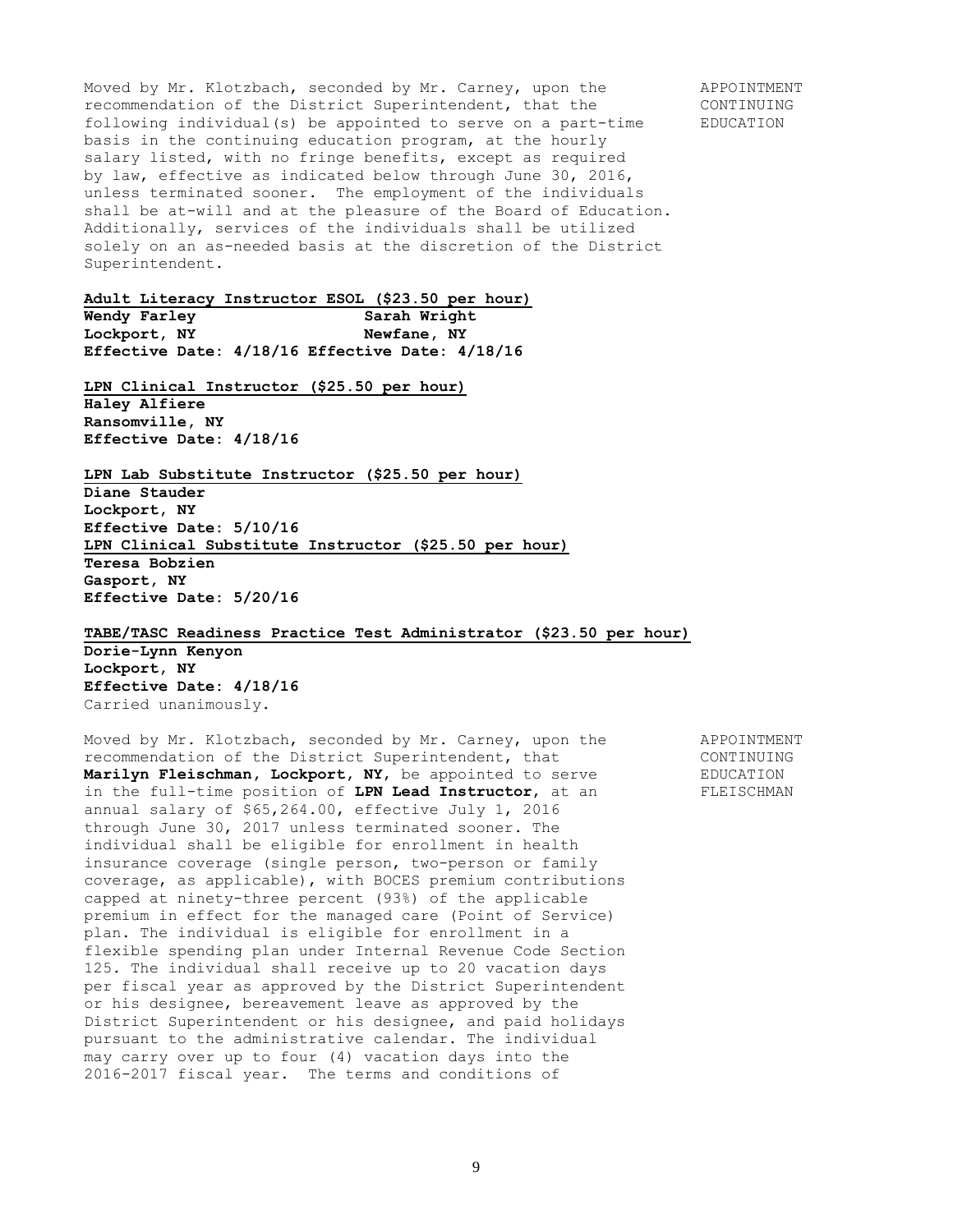Moved by Mr. Klotzbach, seconded by Mr. Carney, upon the recommendation of the District Superintendent, that the following individual(s) be appointed to serve on a part-time basis in the continuing education program, at the hourly salary listed, with no fringe benefits, except as required by law, effective as indicated below through June 30, 2016, unless terminated sooner. The employment of the individuals shall be at-will and at the pleasure of the Board of Education. Additionally, services of the individuals shall be utilized solely on an as-needed basis at the discretion of the District Superintendent.

APPOINTMENT CONTINUING EDUCATION

**Adult Literacy Instructor ESOL ($23.50 per hour)**

| | |
|---|---|
| **Wendy Farley** | **Sarah Wright** |
| **Lockport, NY** | **Newfane, NY** |
| **Effective Date: 4/18/16** | **Effective Date: 4/18/16** |

**LPN Clinical Instructor ($25.50 per hour)**
**Haley Alfiere**
**Ransomville, NY**
**Effective Date: 4/18/16**

**LPN Lab Substitute Instructor ($25.50 per hour)**
**Diane Stauder**
**Lockport, NY**
**Effective Date: 5/10/16**

**LPN Clinical Substitute Instructor ($25.50 per hour)**
**Teresa Bobzien**
**Gasport, NY**
**Effective Date: 5/20/16**

**TABE/TASC Readiness Practice Test Administrator ($23.50 per hour)**
**Dorie-Lynn Kenyon**
**Lockport, NY**
**Effective Date: 4/18/16**

Carried unanimously.

Moved by Mr. Klotzbach, seconded by Mr. Carney, upon the recommendation of the District Superintendent, that **Marilyn Fleischman, Lockport, NY**, be appointed to serve in the full-time position of **LPN Lead Instructor**, at an annual salary of $65,264.00, effective July 1, 2016 through June 30, 2017 unless terminated sooner. The individual shall be eligible for enrollment in health insurance coverage (single person, two-person or family coverage, as applicable), with BOCES premium contributions capped at ninety-three percent (93%) of the applicable premium in effect for the managed care (Point of Service) plan. The individual is eligible for enrollment in a flexible spending plan under Internal Revenue Code Section 125. The individual shall receive up to 20 vacation days per fiscal year as approved by the District Superintendent or his designee, bereavement leave as approved by the District Superintendent or his designee, and paid holidays pursuant to the administrative calendar. The individual may carry over up to four (4) vacation days into the 2016-2017 fiscal year. The terms and conditions of

APPOINTMENT CONTINUING EDUCATION FLEISCHMAN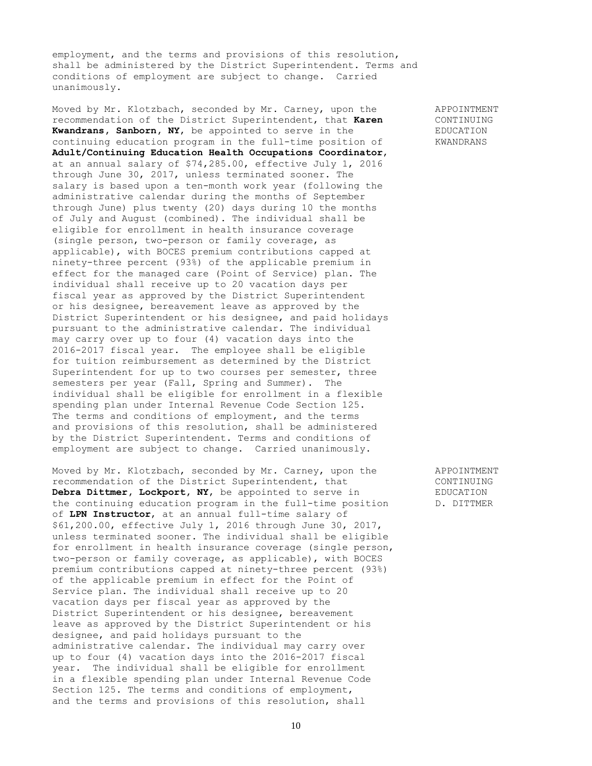employment, and the terms and provisions of this resolution, shall be administered by the District Superintendent. Terms and conditions of employment are subject to change. Carried unanimously.

APPOINTMENT CONTINUING EDUCATION KWANDRANS

Moved by Mr. Klotzbach, seconded by Mr. Carney, upon the recommendation of the District Superintendent, that **Karen Kwandrans, Sanborn, NY**, be appointed to serve in the continuing education program in the full-time position of **Adult/Continuing Education Health Occupations Coordinator**, at an annual salary of $74,285.00, effective July 1, 2016 through June 30, 2017, unless terminated sooner. The salary is based upon a ten-month work year (following the administrative calendar during the months of September through June) plus twenty (20) days during 10 the months of July and August (combined). The individual shall be eligible for enrollment in health insurance coverage (single person, two-person or family coverage, as applicable), with BOCES premium contributions capped at ninety-three percent (93%) of the applicable premium in effect for the managed care (Point of Service) plan. The individual shall receive up to 20 vacation days per fiscal year as approved by the District Superintendent or his designee, bereavement leave as approved by the District Superintendent or his designee, and paid holidays pursuant to the administrative calendar. The individual may carry over up to four (4) vacation days into the 2016-2017 fiscal year. The employee shall be eligible for tuition reimbursement as determined by the District Superintendent for up to two courses per semester, three semesters per year (Fall, Spring and Summer). The individual shall be eligible for enrollment in a flexible spending plan under Internal Revenue Code Section 125. The terms and conditions of employment, and the terms and provisions of this resolution, shall be administered by the District Superintendent. Terms and conditions of employment are subject to change. Carried unanimously.

APPOINTMENT CONTINUING EDUCATION D. DITTMER

Moved by Mr. Klotzbach, seconded by Mr. Carney, upon the recommendation of the District Superintendent, that **Debra Dittmer, Lockport, NY**, be appointed to serve in the continuing education program in the full-time position of **LPN Instructor**, at an annual full-time salary of $61,200.00, effective July 1, 2016 through June 30, 2017, unless terminated sooner. The individual shall be eligible for enrollment in health insurance coverage (single person, two-person or family coverage, as applicable), with BOCES premium contributions capped at ninety-three percent (93%) of the applicable premium in effect for the Point of Service plan. The individual shall receive up to 20 vacation days per fiscal year as approved by the District Superintendent or his designee, bereavement leave as approved by the District Superintendent or his designee, and paid holidays pursuant to the administrative calendar. The individual may carry over up to four (4) vacation days into the 2016-2017 fiscal year. The individual shall be eligible for enrollment in a flexible spending plan under Internal Revenue Code Section 125. The terms and conditions of employment, and the terms and provisions of this resolution, shall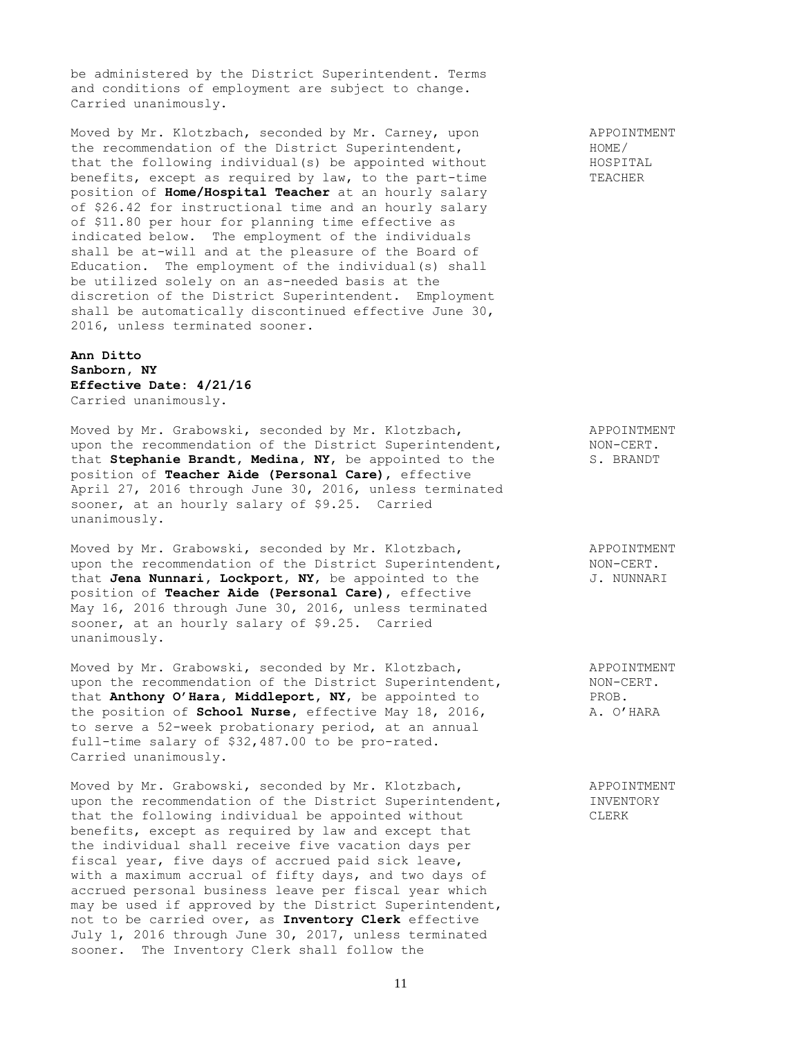be administered by the District Superintendent. Terms and conditions of employment are subject to change. Carried unanimously.

APPOINTMENT HOME/ HOSPITAL TEACHER

Moved by Mr. Klotzbach, seconded by Mr. Carney, upon the recommendation of the District Superintendent, that the following individual(s) be appointed without benefits, except as required by law, to the part-time position of **Home/Hospital Teacher** at an hourly salary of $26.42 for instructional time and an hourly salary of $11.80 per hour for planning time effective as indicated below. The employment of the individuals shall be at-will and at the pleasure of the Board of Education. The employment of the individual(s) shall be utilized solely on an as-needed basis at the discretion of the District Superintendent. Employment shall be automatically discontinued effective June 30, 2016, unless terminated sooner.

**Ann Ditto**
**Sanborn, NY**
**Effective Date: 4/21/16**
Carried unanimously.

APPOINTMENT NON-CERT. S. BRANDT

Moved by Mr. Grabowski, seconded by Mr. Klotzbach, upon the recommendation of the District Superintendent, that **Stephanie Brandt, Medina, NY**, be appointed to the position of **Teacher Aide (Personal Care)**, effective April 27, 2016 through June 30, 2016, unless terminated sooner, at an hourly salary of $9.25. Carried unanimously.

APPOINTMENT NON-CERT. J. NUNNARI

Moved by Mr. Grabowski, seconded by Mr. Klotzbach, upon the recommendation of the District Superintendent, that **Jena Nunnari, Lockport, NY**, be appointed to the position of **Teacher Aide (Personal Care)**, effective May 16, 2016 through June 30, 2016, unless terminated sooner, at an hourly salary of $9.25. Carried unanimously.

APPOINTMENT NON-CERT. PROB. A. O'HARA

Moved by Mr. Grabowski, seconded by Mr. Klotzbach, upon the recommendation of the District Superintendent, that **Anthony O'Hara, Middleport, NY**, be appointed to the position of **School Nurse**, effective May 18, 2016, to serve a 52-week probationary period, at an annual full-time salary of $32,487.00 to be pro-rated. Carried unanimously.

APPOINTMENT INVENTORY CLERK

Moved by Mr. Grabowski, seconded by Mr. Klotzbach, upon the recommendation of the District Superintendent, that the following individual be appointed without benefits, except as required by law and except that the individual shall receive five vacation days per fiscal year, five days of accrued paid sick leave, with a maximum accrual of fifty days, and two days of accrued personal business leave per fiscal year which may be used if approved by the District Superintendent, not to be carried over, as **Inventory Clerk** effective July 1, 2016 through June 30, 2017, unless terminated sooner. The Inventory Clerk shall follow the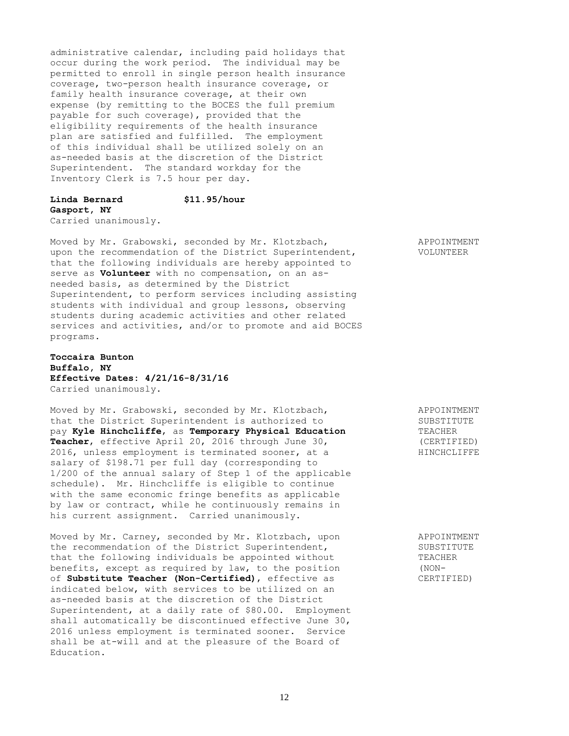administrative calendar, including paid holidays that occur during the work period. The individual may be permitted to enroll in single person health insurance coverage, two-person health insurance coverage, or family health insurance coverage, at their own expense (by remitting to the BOCES the full premium payable for such coverage), provided that the eligibility requirements of the health insurance plan are satisfied and fulfilled. The employment of this individual shall be utilized solely on an as-needed basis at the discretion of the District Superintendent. The standard workday for the Inventory Clerk is 7.5 hour per day.

**Linda Bernard** **$11.95/hour**
**Gasport, NY**
Carried unanimously.

APPOINTMENT VOLUNTEER

Moved by Mr. Grabowski, seconded by Mr. Klotzbach, upon the recommendation of the District Superintendent, that the following individuals are hereby appointed to serve as **Volunteer** with no compensation, on an as-needed basis, as determined by the District Superintendent, to perform services including assisting students with individual and group lessons, observing students during academic activities and other related services and activities, and/or to promote and aid BOCES programs.

**Toccaira Bunton**
**Buffalo, NY**
**Effective Dates: 4/21/16-8/31/16**
Carried unanimously.

APPOINTMENT SUBSTITUTE TEACHER (CERTIFIED) HINCHCLIFFE

Moved by Mr. Grabowski, seconded by Mr. Klotzbach, that the District Superintendent is authorized to pay **Kyle Hinchcliffe**, as **Temporary Physical Education Teacher**, effective April 20, 2016 through June 30, 2016, unless employment is terminated sooner, at a salary of $198.71 per full day (corresponding to 1/200 of the annual salary of Step 1 of the applicable schedule). Mr. Hinchcliffe is eligible to continue with the same economic fringe benefits as applicable by law or contract, while he continuously remains in his current assignment. Carried unanimously.

APPOINTMENT SUBSTITUTE TEACHER (NON-CERTIFIED)

Moved by Mr. Carney, seconded by Mr. Klotzbach, upon the recommendation of the District Superintendent, that the following individuals be appointed without benefits, except as required by law, to the position of **Substitute Teacher (Non-Certified)**, effective as indicated below, with services to be utilized on an as-needed basis at the discretion of the District Superintendent, at a daily rate of $80.00. Employment shall automatically be discontinued effective June 30, 2016 unless employment is terminated sooner. Service shall be at-will and at the pleasure of the Board of Education.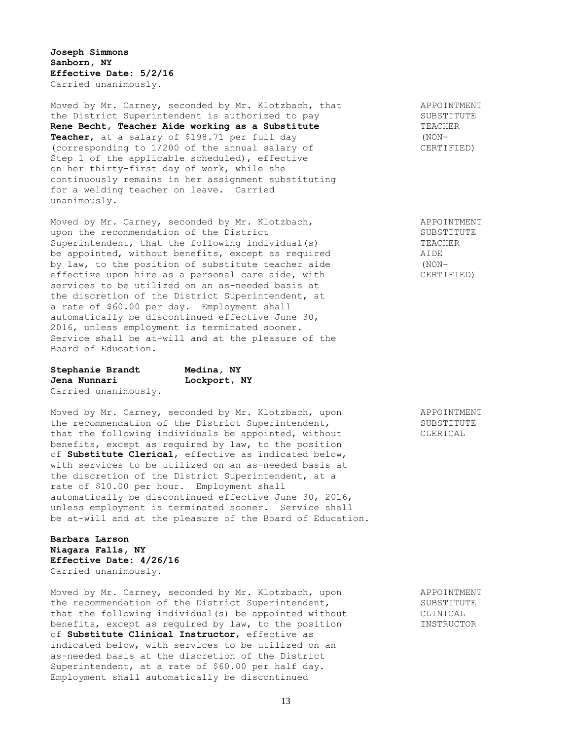**Joseph Simmons**
**Sanborn, NY**
**Effective Date: 5/2/16**
Carried unanimously.

APPOINTMENT SUBSTITUTE TEACHER (NON-CERTIFIED)

Moved by Mr. Carney, seconded by Mr. Klotzbach, that the District Superintendent is authorized to pay **Rene Becht, Teacher Aide working as a Substitute Teacher**, at a salary of $198.71 per full day (corresponding to 1/200 of the annual salary of Step 1 of the applicable scheduled), effective on her thirty-first day of work, while she continuously remains in her assignment substituting for a welding teacher on leave. Carried unanimously.

APPOINTMENT SUBSTITUTE TEACHER AIDE (NON-CERTIFIED)

Moved by Mr. Carney, seconded by Mr. Klotzbach, upon the recommendation of the District Superintendent, that the following individual(s) be appointed, without benefits, except as required by law, to the position of substitute teacher aide effective upon hire as a personal care aide, with services to be utilized on an as-needed basis at the discretion of the District Superintendent, at a rate of $60.00 per day. Employment shall automatically be discontinued effective June 30, 2016, unless employment is terminated sooner. Service shall be at-will and at the pleasure of the Board of Education.

**Stephanie Brandt** **Medina, NY**
**Jena Nunnari** **Lockport, NY**
Carried unanimously.

APPOINTMENT SUBSTITUTE CLERICAL

Moved by Mr. Carney, seconded by Mr. Klotzbach, upon the recommendation of the District Superintendent, that the following individuals be appointed, without benefits, except as required by law, to the position of **Substitute Clerical**, effective as indicated below, with services to be utilized on an as-needed basis at the discretion of the District Superintendent, at a rate of $10.00 per hour. Employment shall automatically be discontinued effective June 30, 2016, unless employment is terminated sooner. Service shall be at-will and at the pleasure of the Board of Education.

**Barbara Larson**
**Niagara Falls, NY**
**Effective Date: 4/26/16**
Carried unanimously.

APPOINTMENT SUBSTITUTE CLINICAL INSTRUCTOR

Moved by Mr. Carney, seconded by Mr. Klotzbach, upon the recommendation of the District Superintendent, that the following individual(s) be appointed without benefits, except as required by law, to the position of **Substitute Clinical Instructor**, effective as indicated below, with services to be utilized on an as-needed basis at the discretion of the District Superintendent, at a rate of $60.00 per half day. Employment shall automatically be discontinued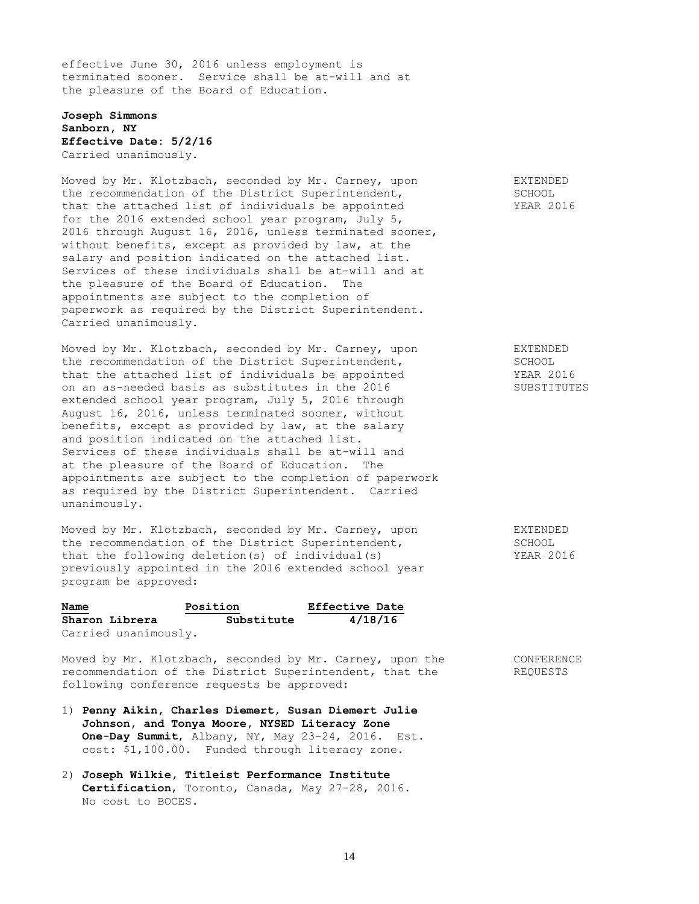effective June 30, 2016 unless employment is terminated sooner. Service shall be at-will and at the pleasure of the Board of Education.

**Joseph Simmons**
**Sanborn, NY**
**Effective Date: 5/2/16**
Carried unanimously.

EXTENDED SCHOOL YEAR 2016

Moved by Mr. Klotzbach, seconded by Mr. Carney, upon the recommendation of the District Superintendent, that the attached list of individuals be appointed for the 2016 extended school year program, July 5, 2016 through August 16, 2016, unless terminated sooner, without benefits, except as provided by law, at the salary and position indicated on the attached list. Services of these individuals shall be at-will and at the pleasure of the Board of Education. The appointments are subject to the completion of paperwork as required by the District Superintendent. Carried unanimously.

EXTENDED SCHOOL YEAR 2016 SUBSTITUTES

Moved by Mr. Klotzbach, seconded by Mr. Carney, upon the recommendation of the District Superintendent, that the attached list of individuals be appointed on an as-needed basis as substitutes in the 2016 extended school year program, July 5, 2016 through August 16, 2016, unless terminated sooner, without benefits, except as provided by law, at the salary and position indicated on the attached list. Services of these individuals shall be at-will and at the pleasure of the Board of Education. The appointments are subject to the completion of paperwork as required by the District Superintendent. Carried unanimously.

EXTENDED SCHOOL YEAR 2016

Moved by Mr. Klotzbach, seconded by Mr. Carney, upon the recommendation of the District Superintendent, that the following deletion(s) of individual(s) previously appointed in the 2016 extended school year program be approved:

| Name | Position | Effective Date |
|---|---|---|
| **Sharon Librera** | **Substitute** | **4/18/16** |

Carried unanimously.

CONFERENCE REQUESTS

Moved by Mr. Klotzbach, seconded by Mr. Carney, upon the recommendation of the District Superintendent, that the following conference requests be approved:

1) **Penny Aikin, Charles Diemert, Susan Diemert Julie Johnson, and Tonya Moore, NYSED Literacy Zone One-Day Summit**, Albany, NY, May 23-24, 2016. Est. cost: $1,100.00. Funded through literacy zone.

2) **Joseph Wilkie, Titleist Performance Institute Certification**, Toronto, Canada, May 27-28, 2016. No cost to BOCES.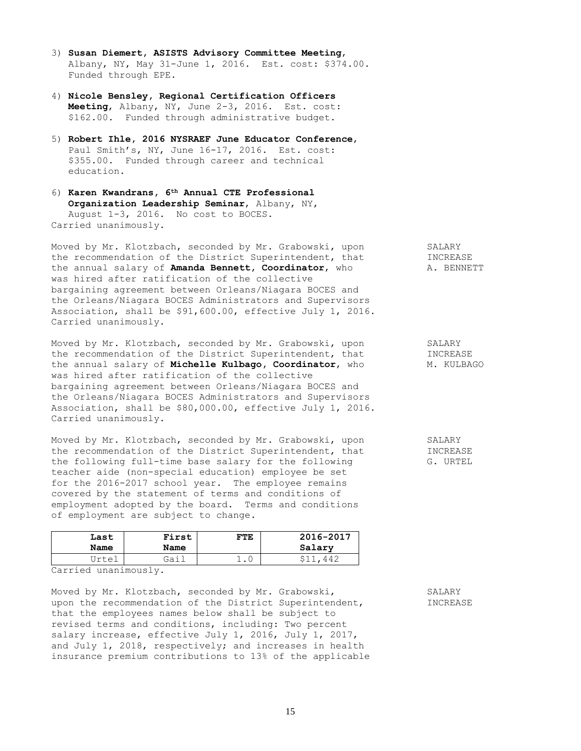3) **Susan Diemert, ASISTS Advisory Committee Meeting**, Albany, NY, May 31-June 1, 2016. Est. cost: $374.00. Funded through EPE.

4) **Nicole Bensley, Regional Certification Officers Meeting**, Albany, NY, June 2-3, 2016. Est. cost: $162.00. Funded through administrative budget.

5) **Robert Ihle, 2016 NYSRAEF June Educator Conference**, Paul Smith's, NY, June 16-17, 2016. Est. cost: $355.00. Funded through career and technical education.

6) **Karen Kwandrans, 6th Annual CTE Professional Organization Leadership Seminar**, Albany, NY, August 1-3, 2016. No cost to BOCES.

Carried unanimously.

SALARY INCREASE A. BENNETT

Moved by Mr. Klotzbach, seconded by Mr. Grabowski, upon the recommendation of the District Superintendent, that the annual salary of **Amanda Bennett, Coordinator**, who was hired after ratification of the collective bargaining agreement between Orleans/Niagara BOCES and the Orleans/Niagara BOCES Administrators and Supervisors Association, shall be $91,600.00, effective July 1, 2016. Carried unanimously.

SALARY INCREASE M. KULBAGO

Moved by Mr. Klotzbach, seconded by Mr. Grabowski, upon the recommendation of the District Superintendent, that the annual salary of **Michelle Kulbago, Coordinator**, who was hired after ratification of the collective bargaining agreement between Orleans/Niagara BOCES and the Orleans/Niagara BOCES Administrators and Supervisors Association, shall be $80,000.00, effective July 1, 2016. Carried unanimously.

SALARY INCREASE G. URTEL

Moved by Mr. Klotzbach, seconded by Mr. Grabowski, upon the recommendation of the District Superintendent, that the following full-time base salary for the following teacher aide (non-special education) employee be set for the 2016-2017 school year. The employee remains covered by the statement of terms and conditions of employment adopted by the board. Terms and conditions of employment are subject to change.

| Last Name | First Name | FTE | 2016-2017 Salary |
|---|---|---|---|
| Urtel | Gail | 1.0 | $11,442 |

Carried unanimously.

SALARY INCREASE

Moved by Mr. Klotzbach, seconded by Mr. Grabowski, upon the recommendation of the District Superintendent, that the employees names below shall be subject to revised terms and conditions, including: Two percent salary increase, effective July 1, 2016, July 1, 2017, and July 1, 2018, respectively; and increases in health insurance premium contributions to 13% of the applicable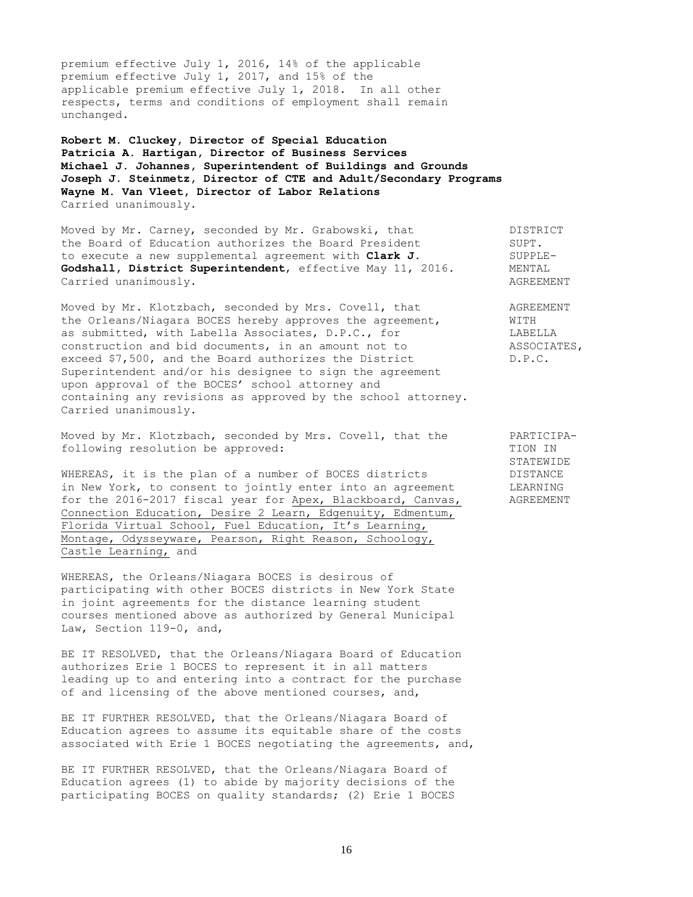premium effective July 1, 2016, 14% of the applicable premium effective July 1, 2017, and 15% of the applicable premium effective July 1, 2018. In all other respects, terms and conditions of employment shall remain unchanged.

**Robert M. Cluckey, Director of Special Education**
**Patricia A. Hartigan, Director of Business Services**
**Michael J. Johannes, Superintendent of Buildings and Grounds**
**Joseph J. Steinmetz, Director of CTE and Adult/Secondary Programs**
**Wayne M. Van Vleet, Director of Labor Relations**
Carried unanimously.

DISTRICT SUPT. SUPPLEMENTAL AGREEMENT

Moved by Mr. Carney, seconded by Mr. Grabowski, that the Board of Education authorizes the Board President to execute a new supplemental agreement with **Clark J. Godshall, District Superintendent**, effective May 11, 2016. Carried unanimously.

AGREEMENT WITH LABELLA ASSOCIATES, D.P.C.

Moved by Mr. Klotzbach, seconded by Mrs. Covell, that the Orleans/Niagara BOCES hereby approves the agreement, as submitted, with Labella Associates, D.P.C., for construction and bid documents, in an amount not to exceed $7,500, and the Board authorizes the District Superintendent and/or his designee to sign the agreement upon approval of the BOCES' school attorney and containing any revisions as approved by the school attorney. Carried unanimously.

PARTICIPATION IN STATEWIDE DISTANCE LEARNING AGREEMENT

Moved by Mr. Klotzbach, seconded by Mrs. Covell, that the following resolution be approved:

WHEREAS, it is the plan of a number of BOCES districts in New York, to consent to jointly enter into an agreement for the 2016-2017 fiscal year for Apex, Blackboard, Canvas, Connection Education, Desire 2 Learn, Edgenuity, Edmentum, Florida Virtual School, Fuel Education, It's Learning, Montage, Odysseyware, Pearson, Right Reason, Schoology, Castle Learning, and

WHEREAS, the Orleans/Niagara BOCES is desirous of participating with other BOCES districts in New York State in joint agreements for the distance learning student courses mentioned above as authorized by General Municipal Law, Section 119-0, and,

BE IT RESOLVED, that the Orleans/Niagara Board of Education authorizes Erie 1 BOCES to represent it in all matters leading up to and entering into a contract for the purchase of and licensing of the above mentioned courses, and,

BE IT FURTHER RESOLVED, that the Orleans/Niagara Board of Education agrees to assume its equitable share of the costs associated with Erie 1 BOCES negotiating the agreements, and,

BE IT FURTHER RESOLVED, that the Orleans/Niagara Board of Education agrees (1) to abide by majority decisions of the participating BOCES on quality standards; (2) Erie 1 BOCES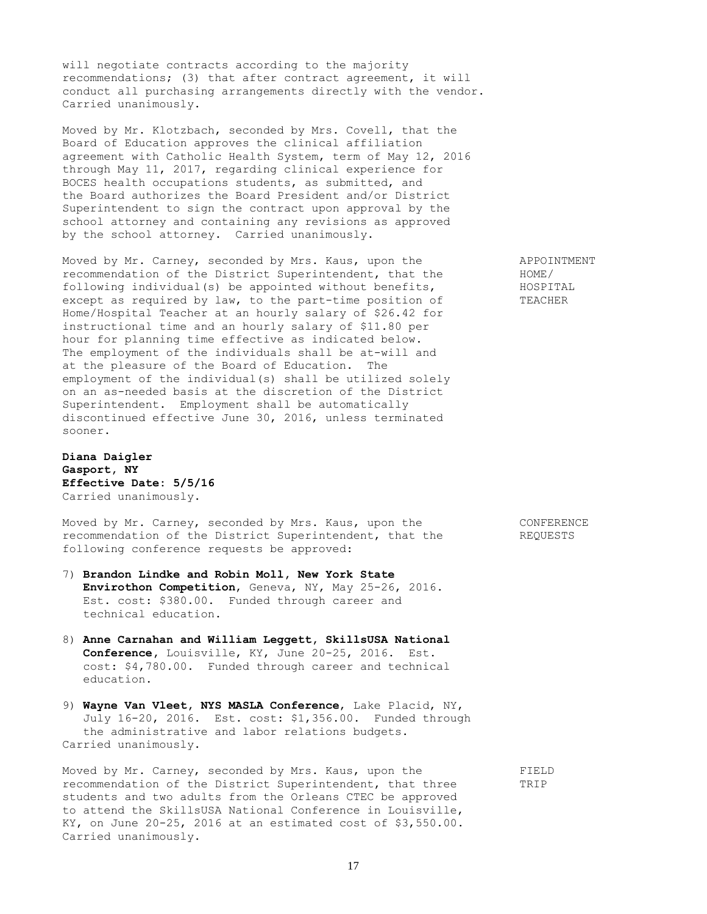will negotiate contracts according to the majority recommendations; (3) that after contract agreement, it will conduct all purchasing arrangements directly with the vendor. Carried unanimously.

Moved by Mr. Klotzbach, seconded by Mrs. Covell, that the Board of Education approves the clinical affiliation agreement with Catholic Health System, term of May 12, 2016 through May 11, 2017, regarding clinical experience for BOCES health occupations students, as submitted, and the Board authorizes the Board President and/or District Superintendent to sign the contract upon approval by the school attorney and containing any revisions as approved by the school attorney. Carried unanimously.

APPOINTMENT HOME/ HOSPITAL TEACHER

Moved by Mr. Carney, seconded by Mrs. Kaus, upon the recommendation of the District Superintendent, that the following individual(s) be appointed without benefits, except as required by law, to the part-time position of Home/Hospital Teacher at an hourly salary of $26.42 for instructional time and an hourly salary of $11.80 per hour for planning time effective as indicated below. The employment of the individuals shall be at-will and at the pleasure of the Board of Education. The employment of the individual(s) shall be utilized solely on an as-needed basis at the discretion of the District Superintendent. Employment shall be automatically discontinued effective June 30, 2016, unless terminated sooner.

**Diana Daigler**
**Gasport, NY**
**Effective Date: 5/5/16**
Carried unanimously.

CONFERENCE REQUESTS

Moved by Mr. Carney, seconded by Mrs. Kaus, upon the recommendation of the District Superintendent, that the following conference requests be approved:

7) **Brandon Lindke and Robin Moll, New York State Envirothon Competition**, Geneva, NY, May 25-26, 2016. Est. cost: $380.00. Funded through career and technical education.

8) **Anne Carnahan and William Leggett, SkillsUSA National Conference**, Louisville, KY, June 20-25, 2016. Est. cost: $4,780.00. Funded through career and technical education.

9) **Wayne Van Vleet, NYS MASLA Conference**, Lake Placid, NY, July 16-20, 2016. Est. cost: $1,356.00. Funded through the administrative and labor relations budgets.

Carried unanimously.

FIELD TRIP

Moved by Mr. Carney, seconded by Mrs. Kaus, upon the recommendation of the District Superintendent, that three students and two adults from the Orleans CTEC be approved to attend the SkillsUSA National Conference in Louisville, KY, on June 20-25, 2016 at an estimated cost of $3,550.00. Carried unanimously.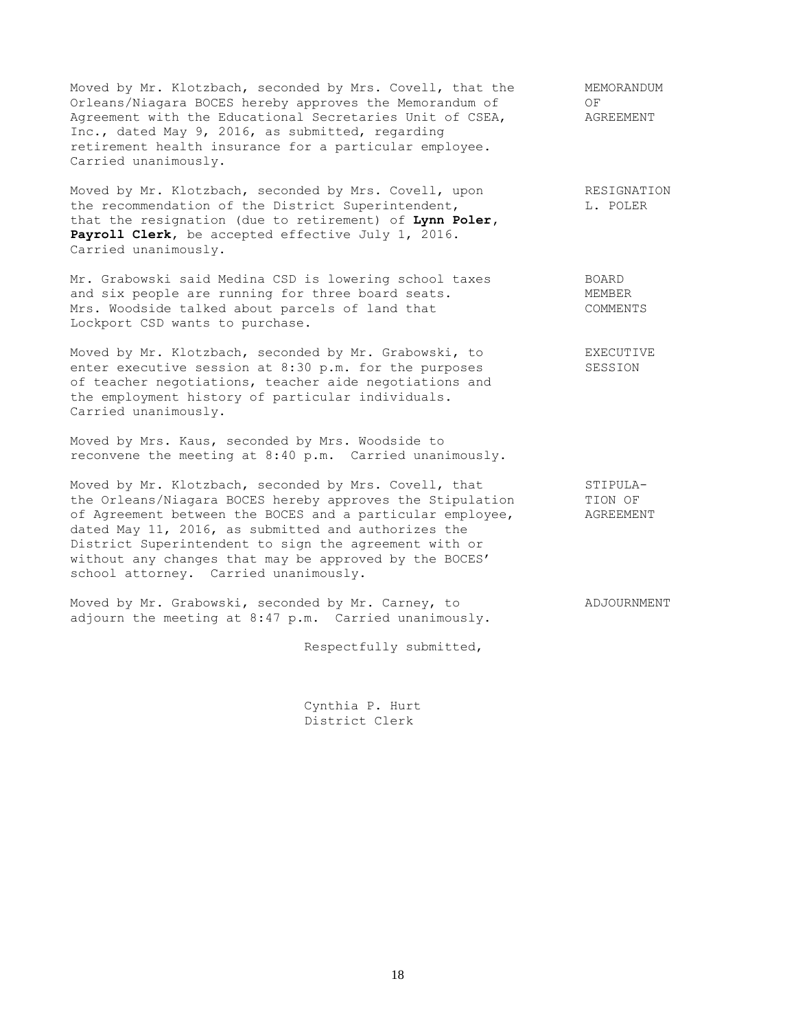**MEMORANDUM OF AGREEMENT**

Moved by Mr. Klotzbach, seconded by Mrs. Covell, that the Orleans/Niagara BOCES hereby approves the Memorandum of Agreement with the Educational Secretaries Unit of CSEA, Inc., dated May 9, 2016, as submitted, regarding retirement health insurance for a particular employee. Carried unanimously.

**RESIGNATION L. POLER**

Moved by Mr. Klotzbach, seconded by Mrs. Covell, upon the recommendation of the District Superintendent, that the resignation (due to retirement) of **Lynn Poler, Payroll Clerk**, be accepted effective July 1, 2016. Carried unanimously.

**BOARD MEMBER COMMENTS**

Mr. Grabowski said Medina CSD is lowering school taxes and six people are running for three board seats. Mrs. Woodside talked about parcels of land that Lockport CSD wants to purchase.

**EXECUTIVE SESSION**

Moved by Mr. Klotzbach, seconded by Mr. Grabowski, to enter executive session at 8:30 p.m. for the purposes of teacher negotiations, teacher aide negotiations and the employment history of particular individuals. Carried unanimously.

Moved by Mrs. Kaus, seconded by Mrs. Woodside to reconvene the meeting at 8:40 p.m. Carried unanimously.

**STIPULATION OF AGREEMENT**

Moved by Mr. Klotzbach, seconded by Mrs. Covell, that the Orleans/Niagara BOCES hereby approves the Stipulation of Agreement between the BOCES and a particular employee, dated May 11, 2016, as submitted and authorizes the District Superintendent to sign the agreement with or without any changes that may be approved by the BOCES' school attorney. Carried unanimously.

**ADJOURNMENT**

Moved by Mr. Grabowski, seconded by Mr. Carney, to adjourn the meeting at 8:47 p.m. Carried unanimously.

Respectfully submitted,

Cynthia P. Hurt
District Clerk